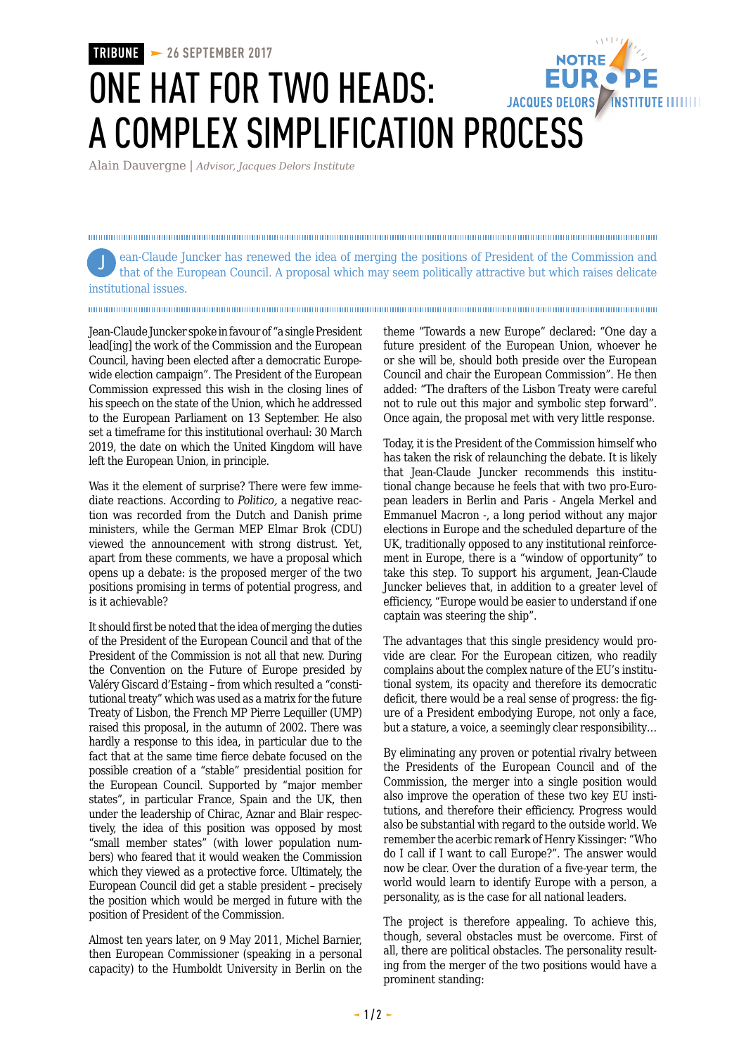TRIBUNE — 26 SEPTEMBER 2017

# ONE HAT FOR TWO HEADS: A COMPLEX SIMPLIFICATION PROCESS

Alain Dauvergne | *Advisor, Jacques Delors Institute*

Jean-Claude Juncker has renewed the idea of merging the positions of President of the Commission and that of the European Council. A proposal which may seem politically attractive but which raises delicate institutional issues.

Jean-Claude Juncker spoke in favour of "a single President lead[ing] the work of the Commission and the European Council, having been elected after a democratic Europe-wide election campaign". The President of the European Commission expressed this wish in the closing lines of his speech on the state of the Union, which he addressed to the European Parliament on 13 September. He also set a timeframe for this institutional overhaul: 30 March 2019, the date on which the United Kingdom will have left the European Union, in principle.

Was it the element of surprise? There were few immediate reactions. According to *Politico,* a negative reaction was recorded from the Dutch and Danish prime ministers, while the German MEP Elmar Brok (CDU) viewed the announcement with strong distrust. Yet, apart from these comments, we have a proposal which opens up a debate: is the proposed merger of the two positions promising in terms of potential progress, and is it achievable?

It should first be noted that the idea of merging the duties of the President of the European Council and that of the President of the Commission is not all that new. During the Convention on the Future of Europe presided by Valéry Giscard d'Estaing – from which resulted a "constitutional treaty" which was used as a matrix for the future Treaty of Lisbon, the French MP Pierre Lequiller (UMP) raised this proposal, in the autumn of 2002. There was hardly a response to this idea, in particular due to the fact that at the same time fierce debate focused on the possible creation of a "stable" presidential position for the European Council. Supported by "major member states", in particular France, Spain and the UK, then under the leadership of Chirac, Aznar and Blair respectively, the idea of this position was opposed by most "small member states" (with lower population numbers) who feared that it would weaken the Commission which they viewed as a protective force. Ultimately, the European Council did get a stable president – precisely the position which would be merged in future with the position of President of the Commission.

Almost ten years later, on 9 May 2011, Michel Barnier, then European Commissioner (speaking in a personal capacity) to the Humboldt University in Berlin on the theme "Towards a new Europe" declared: "One day a future president of the European Union, whoever he or she will be, should both preside over the European Council and chair the European Commission". He then added: "The drafters of the Lisbon Treaty were careful not to rule out this major and symbolic step forward". Once again, the proposal met with very little response.

Today, it is the President of the Commission himself who has taken the risk of relaunching the debate. It is likely that Jean-Claude Juncker recommends this institutional change because he feels that with two pro-European leaders in Berlin and Paris - Angela Merkel and Emmanuel Macron -, a long period without any major elections in Europe and the scheduled departure of the UK, traditionally opposed to any institutional reinforcement in Europe, there is a "window of opportunity" to take this step. To support his argument, Jean-Claude Juncker believes that, in addition to a greater level of efficiency, "Europe would be easier to understand if one captain was steering the ship".

The advantages that this single presidency would provide are clear. For the European citizen, who readily complains about the complex nature of the EU's institutional system, its opacity and therefore its democratic deficit, there would be a real sense of progress: the figure of a President embodying Europe, not only a face, but a stature, a voice, a seemingly clear responsibility…

By eliminating any proven or potential rivalry between the Presidents of the European Council and of the Commission, the merger into a single position would also improve the operation of these two key EU institutions, and therefore their efficiency. Progress would also be substantial with regard to the outside world. We remember the acerbic remark of Henry Kissinger: "Who do I call if I want to call Europe?". The answer would now be clear. Over the duration of a five-year term, the world would learn to identify Europe with a person, a personality, as is the case for all national leaders.

The project is therefore appealing. To achieve this, though, several obstacles must be overcome. First of all, there are political obstacles. The personality resulting from the merger of the two positions would have a prominent standing: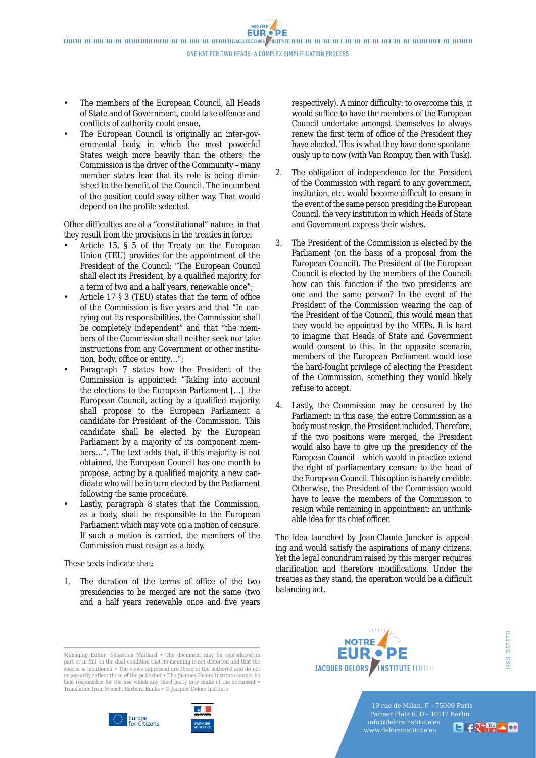- The members of the European Council, all Heads of State and of Government, could take offence and conflicts of authority could ensue,
- The European Council is originally an inter-governmental body, in which the most powerful States weigh more heavily than the others; the Commission is the driver of the Community – many member states fear that its role is being diminished to the benefit of the Council. The incumbent of the position could sway either way. That would depend on the profile selected.

Other difficulties are of a "constitutional" nature, in that they result from the provisions in the treaties in force:

- Article 15, § 5 of the Treaty on the European Union (TEU) provides for the appointment of the President of the Council: "The European Council shall elect its President, by a qualified majority, for a term of two and a half years, renewable once";
- Article 17 § 3 (TEU) states that the term of office of the Commission is five years and that "In carrying out its responsibilities, the Commission shall be completely independent" and that "the members of the Commission shall neither seek nor take instructions from any Government or other institution, body, office or entity…";
- Paragraph 7 states how the President of the Commission is appointed: "Taking into account the elections to the European Parliament […] the European Council, acting by a qualified majority, shall propose to the European Parliament a candidate for President of the Commission. This candidate shall be elected by the European Parliament by a majority of its component members…". The text adds that, if this majority is not obtained, the European Council has one month to propose, acting by a qualified majority, a new candidate who will be in turn elected by the Parliament following the same procedure.
- Lastly, paragraph 8 states that the Commission, as a body, shall be responsible to the European Parliament which may vote on a motion of censure. If such a motion is carried, the members of the Commission must resign as a body.

These texts indicate that:

1. The duration of the terms of office of the two presidencies to be merged are not the same (two and a half years renewable once and five years respectively). A minor difficulty: to overcome this, it would suffice to have the members of the European Council undertake amongst themselves to always renew the first term of office of the President they have elected. This is what they have done spontaneously up to now (with Van Rompuy, then with Tusk).
2. The obligation of independence for the President of the Commission with regard to any government, institution, etc. would become difficult to ensure in the event of the same person presiding the European Council, the very institution in which Heads of State and Government express their wishes.
3. The President of the Commission is elected by the Parliament (on the basis of a proposal from the European Council). The President of the European Council is elected by the members of the Council: how can this function if the two presidents are one and the same person? In the event of the President of the Commission wearing the cap of the President of the Council, this would mean that they would be appointed by the MEPs. It is hard to imagine that Heads of State and Government would consent to this. In the opposite scenario, members of the European Parliament would lose the hard-fought privilege of electing the President of the Commission, something they would likely refuse to accept.
4. Lastly, the Commission may be censured by the Parliament: in this case, the entire Commission as a body must resign, the President included. Therefore, if the two positions were merged, the President would also have to give up the presidency of the European Council – which would in practice extend the right of parliamentary censure to the head of the European Council. This option is barely credible. Otherwise, the President of the Commission would have to leave the members of the Commission to resign while remaining in appointment: an unthinkable idea for its chief officer.

The idea launched by Jean-Claude Juncker is appealing and would satisfy the aspirations of many citizens. Yet the legal conundrum raised by this merger requires clarification and therefore modifications. Under the treaties as they stand, the operation would be a difficult balancing act.

Managing Editor: Sébastien Maillard • The document may be reproduced in part or in full on the dual condition that its meaning is not distorted and that the source is mentioned • The views expressed are those of the author(s) and do not necessarily reflect those of the publisher • The Jacques Delors Institute cannot be held responsible for the use which any third party may make of the document • Translation from French: Barbara Banks • © Jacques Delors Institute

19 rue de Milan, F – 75009 Paris
Pariser Platz 6, D – 10117 Berlin
info@delorsinstitute.eu
www.delorsinstitute.eu

ISSN 2257-5731